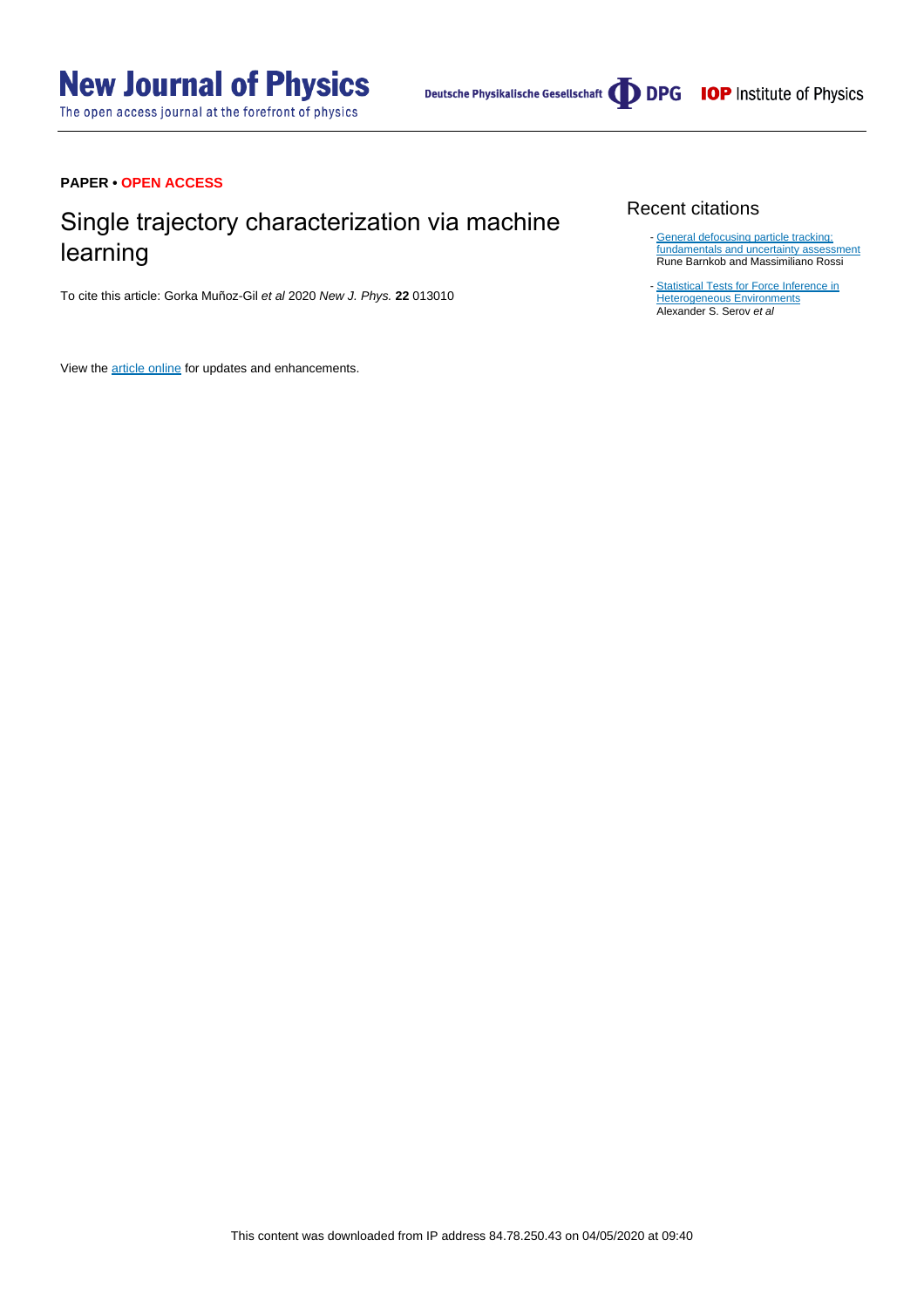**PAPER • OPEN ACCESS**

# Single trajectory characterization via machine learning

To cite this article: Gorka Muñoz-Gil *et al* 2020 *New J. Phys.* **22** 013010

View the article online for updates and enhancements.

## Recent citations

- General defocusing particle tracking: fundamentals and uncertainty assessment
  Rune Barnkob and Massimiliano Rossi

- Statistical Tests for Force Inference in Heterogeneous Environments
  Alexander S. Serov *et al*

This content was downloaded from IP address 84.78.250.43 on 04/05/2020 at 09:40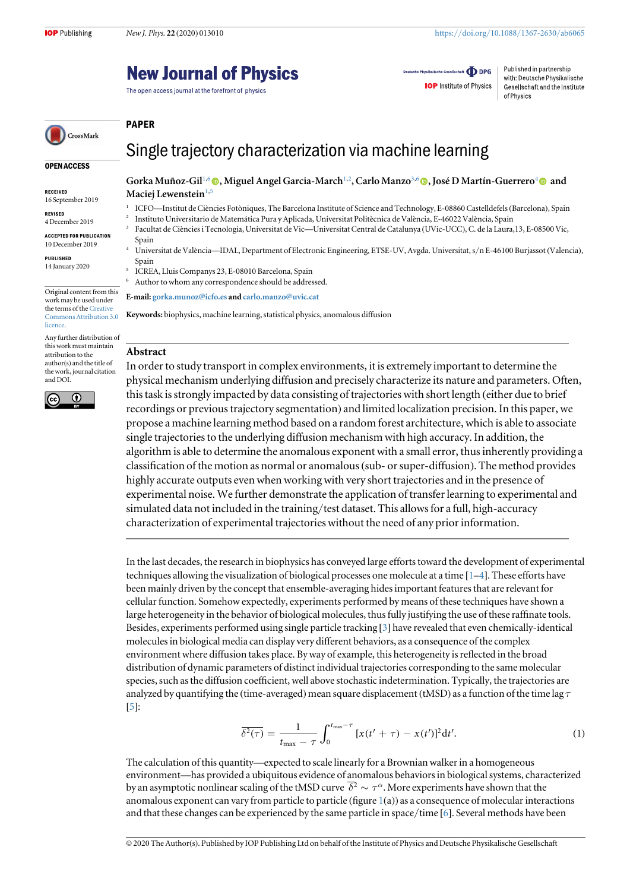# Single trajectory characterization via machine learning

**Gorka Muñoz-Gil**[1,6], **Miguel Angel Garcia-March**[1,2], **Carlo Manzo**[3,6], **José D Martín-Guerrero**[4] and **Maciej Lewenstein**[1,5]

[1] ICFO—Institut de Ciències Fotòniques, The Barcelona Institute of Science and Technology, E-08860 Castelldefels (Barcelona), Spain
[2] Instituto Universitario de Matemática Pura y Aplicada, Universitat Politècnica de València, E-46022 València, Spain
[3] Facultat de Ciències i Tecnologia, Universitat de Vic—Universitat Central de Catalunya (UVic-UCC), C. de la Laura,13, E-08500 Vic, Spain
[4] Universitat de València—IDAL, Department of Electronic Engineering, ETSE-UV, Avgda. Universitat, s/n E-46100 Burjassot (Valencia), Spain
[5] ICREA, Lluis Companys 23, E-08010 Barcelona, Spain
[6] Author to whom any correspondence should be addressed.

**E-mail:** gorka.munoz@icfo.es and carlo.manzo@uvic.cat

**Keywords:** biophysics, machine learning, statistical physics, anomalous diffusion

**PAPER**

**OPEN ACCESS**

RECEIVED 16 September 2019

REVISED 4 December 2019

ACCEPTED FOR PUBLICATION 10 December 2019

PUBLISHED 14 January 2020

Original content from this work may be used under the terms of the Creative Commons Attribution 3.0 licence.

Any further distribution of this work must maintain attribution to the author(s) and the title of the work, journal citation and DOI.

## Abstract

In order to study transport in complex environments, it is extremely important to determine the physical mechanism underlying diffusion and precisely characterize its nature and parameters. Often, this task is strongly impacted by data consisting of trajectories with short length (either due to brief recordings or previous trajectory segmentation) and limited localization precision. In this paper, we propose a machine learning method based on a random forest architecture, which is able to associate single trajectories to the underlying diffusion mechanism with high accuracy. In addition, the algorithm is able to determine the anomalous exponent with a small error, thus inherently providing a classification of the motion as normal or anomalous (sub- or super-diffusion). The method provides highly accurate outputs even when working with very short trajectories and in the presence of experimental noise. We further demonstrate the application of transfer learning to experimental and simulated data not included in the training/test dataset. This allows for a full, high-accuracy characterization of experimental trajectories without the need of any prior information.

In the last decades, the research in biophysics has conveyed large efforts toward the development of experimental techniques allowing the visualization of biological processes one molecule at a time [1–4]. These efforts have been mainly driven by the concept that ensemble-averaging hides important features that are relevant for cellular function. Somehow expectedly, experiments performed by means of these techniques have shown a large heterogeneity in the behavior of biological molecules, thus fully justifying the use of these raffinate tools. Besides, experiments performed using single particle tracking [3] have revealed that even chemically-identical molecules in biological media can display very different behaviors, as a consequence of the complex environment where diffusion takes place. By way of example, this heterogeneity is reflected in the broad distribution of dynamic parameters of distinct individual trajectories corresponding to the same molecular species, such as the diffusion coefficient, well above stochastic indetermination. Typically, the trajectories are analyzed by quantifying the (time-averaged) mean square displacement (tMSD) as a function of the time lag $\tau$ [5]:

$$\overline{\delta^2(\tau)} = \frac{1}{t_{\max} - \tau} \int_0^{t_{\max} - \tau} [x(t' + \tau) - x(t')]^2 \mathrm{d}t'. \tag{1}$$

The calculation of this quantity—expected to scale linearly for a Brownian walker in a homogeneous environment—has provided a ubiquitous evidence of anomalous behaviors in biological systems, characterized by an asymptotic nonlinear scaling of the tMSD curve $\overline{\delta^2} \sim \tau^{\alpha}$. More experiments have shown that the anomalous exponent can vary from particle to particle (figure 1(a)) as a consequence of molecular interactions and that these changes can be experienced by the same particle in space/time [6]. Several methods have been

© 2020 The Author(s). Published by IOP Publishing Ltd on behalf of the Institute of Physics and Deutsche Physikalische Gesellschaft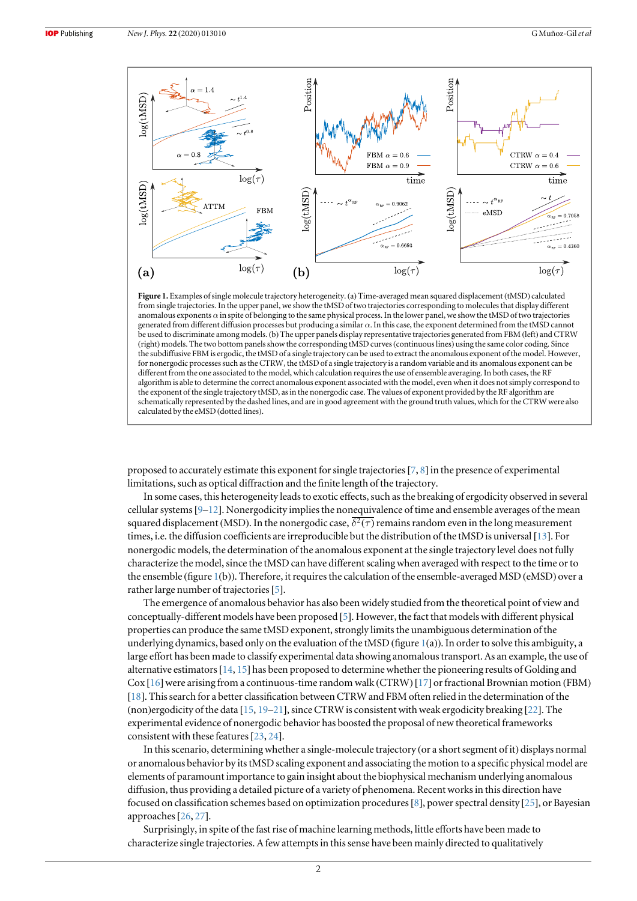**Figure 1.** Examples of single molecule trajectory heterogeneity. (a) Time-averaged mean squared displacement (tMSD) calculated from single trajectories. In the upper panel, we show the tMSD of two trajectories corresponding to molecules that display different anomalous exponents $\alpha$ in spite of belonging to the same physical process. In the lower panel, we show the tMSD of two trajectories generated from different diffusion processes but producing a similar $\alpha$. In this case, the exponent determined from the tMSD cannot be used to discriminate among models. (b) The upper panels display representative trajectories generated from FBM (left) and CTRW (right) models. The two bottom panels show the corresponding tMSD curves (continuous lines) using the same color coding. Since the subdiffusive FBM is ergodic, the tMSD of a single trajectory can be used to extract the anomalous exponent of the model. However, for nonergodic processes such as the CTRW, the tMSD of a single trajectory is a random variable and its anomalous exponent can be different from the one associated to the model, which calculation requires the use of ensemble averaging. In both cases, the RF algorithm is able to determine the correct anomalous exponent associated with the model, even when it does not simply correspond to the exponent of the single trajectory tMSD, as in the nonergodic case. The values of exponent provided by the RF algorithm are schematically represented by the dashed lines, and are in good agreement with the ground truth values, which for the CTRW were also calculated by the eMSD (dotted lines).

proposed to accurately estimate this exponent for single trajectories [7, 8] in the presence of experimental limitations, such as optical diffraction and the finite length of the trajectory.

In some cases, this heterogeneity leads to exotic effects, such as the breaking of ergodicity observed in several cellular systems [9–12]. Nonergodicity implies the nonequivalence of time and ensemble averages of the mean squared displacement (MSD). In the nonergodic case, $\overline{\delta^2(\tau)}$ remains random even in the long measurement times, i.e. the diffusion coefficients are irreproducible but the distribution of the tMSD is universal [13]. For nonergodic models, the determination of the anomalous exponent at the single trajectory level does not fully characterize the model, since the tMSD can have different scaling when averaged with respect to the time or to the ensemble (figure 1(b)). Therefore, it requires the calculation of the ensemble-averaged MSD (eMSD) over a rather large number of trajectories [5].

The emergence of anomalous behavior has also been widely studied from the theoretical point of view and conceptually-different models have been proposed [5]. However, the fact that models with different physical properties can produce the same tMSD exponent, strongly limits the unambiguous determination of the underlying dynamics, based only on the evaluation of the tMSD (figure 1(a)). In order to solve this ambiguity, a large effort has been made to classify experimental data showing anomalous transport. As an example, the use of alternative estimators [14, 15] has been proposed to determine whether the pioneering results of Golding and Cox [16] were arising from a continuous-time random walk (CTRW) [17] or fractional Brownian motion (FBM) [18]. This search for a better classification between CTRW and FBM often relied in the determination of the (non)ergodicity of the data [15, 19–21], since CTRW is consistent with weak ergodicity breaking [22]. The experimental evidence of nonergodic behavior has boosted the proposal of new theoretical frameworks consistent with these features [23, 24].

In this scenario, determining whether a single-molecule trajectory (or a short segment of it) displays normal or anomalous behavior by its tMSD scaling exponent and associating the motion to a specific physical model are elements of paramount importance to gain insight about the biophysical mechanism underlying anomalous diffusion, thus providing a detailed picture of a variety of phenomena. Recent works in this direction have focused on classification schemes based on optimization procedures [8], power spectral density [25], or Bayesian approaches [26, 27].

Surprisingly, in spite of the fast rise of machine learning methods, little efforts have been made to characterize single trajectories. A few attempts in this sense have been mainly directed to qualitatively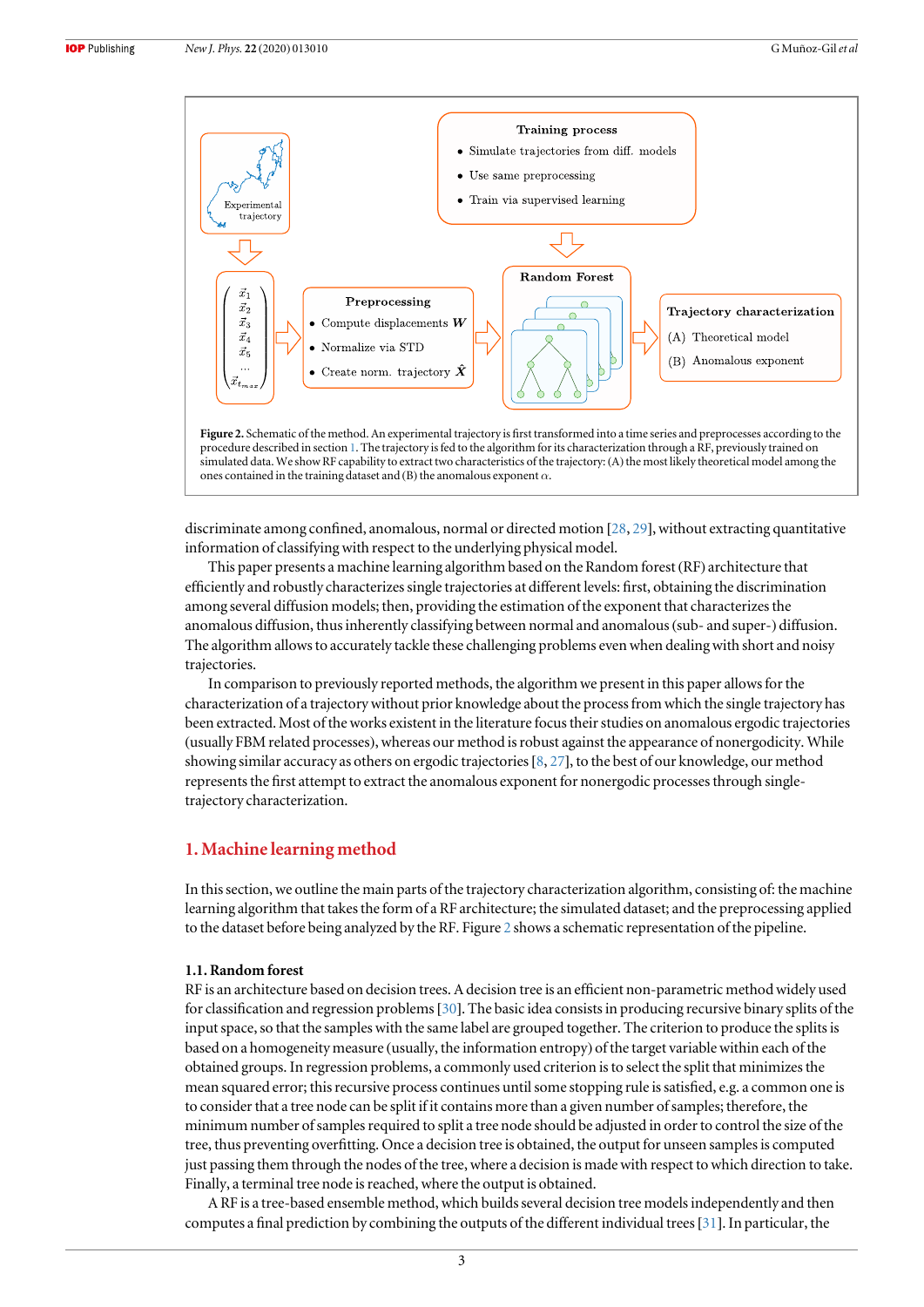**Figure 2.** Schematic of the method. An experimental trajectory is first transformed into a time series and preprocesses according to the procedure described in section 1. The trajectory is fed to the algorithm for its characterization through a RF, previously trained on simulated data. We show RF capability to extract two characteristics of the trajectory: (A) the most likely theoretical model among the ones contained in the training dataset and (B) the anomalous exponent $\alpha$.

discriminate among confined, anomalous, normal or directed motion [28, 29], without extracting quantitative information of classifying with respect to the underlying physical model.

This paper presents a machine learning algorithm based on the Random forest (RF) architecture that efficiently and robustly characterizes single trajectories at different levels: first, obtaining the discrimination among several diffusion models; then, providing the estimation of the exponent that characterizes the anomalous diffusion, thus inherently classifying between normal and anomalous (sub- and super-) diffusion. The algorithm allows to accurately tackle these challenging problems even when dealing with short and noisy trajectories.

In comparison to previously reported methods, the algorithm we present in this paper allows for the characterization of a trajectory without prior knowledge about the process from which the single trajectory has been extracted. Most of the works existent in the literature focus their studies on anomalous ergodic trajectories (usually FBM related processes), whereas our method is robust against the appearance of nonergodicity. While showing similar accuracy as others on ergodic trajectories [8, 27], to the best of our knowledge, our method represents the first attempt to extract the anomalous exponent for nonergodic processes through single-trajectory characterization.

## 1. Machine learning method

In this section, we outline the main parts of the trajectory characterization algorithm, consisting of: the machine learning algorithm that takes the form of a RF architecture; the simulated dataset; and the preprocessing applied to the dataset before being analyzed by the RF. Figure 2 shows a schematic representation of the pipeline.

### 1.1. Random forest

RF is an architecture based on decision trees. A decision tree is an efficient non-parametric method widely used for classification and regression problems [30]. The basic idea consists in producing recursive binary splits of the input space, so that the samples with the same label are grouped together. The criterion to produce the splits is based on a homogeneity measure (usually, the information entropy) of the target variable within each of the obtained groups. In regression problems, a commonly used criterion is to select the split that minimizes the mean squared error; this recursive process continues until some stopping rule is satisfied, e.g. a common one is to consider that a tree node can be split if it contains more than a given number of samples; therefore, the minimum number of samples required to split a tree node should be adjusted in order to control the size of the tree, thus preventing overfitting. Once a decision tree is obtained, the output for unseen samples is computed just passing them through the nodes of the tree, where a decision is made with respect to which direction to take. Finally, a terminal tree node is reached, where the output is obtained.

A RF is a tree-based ensemble method, which builds several decision tree models independently and then computes a final prediction by combining the outputs of the different individual trees [31]. In particular, the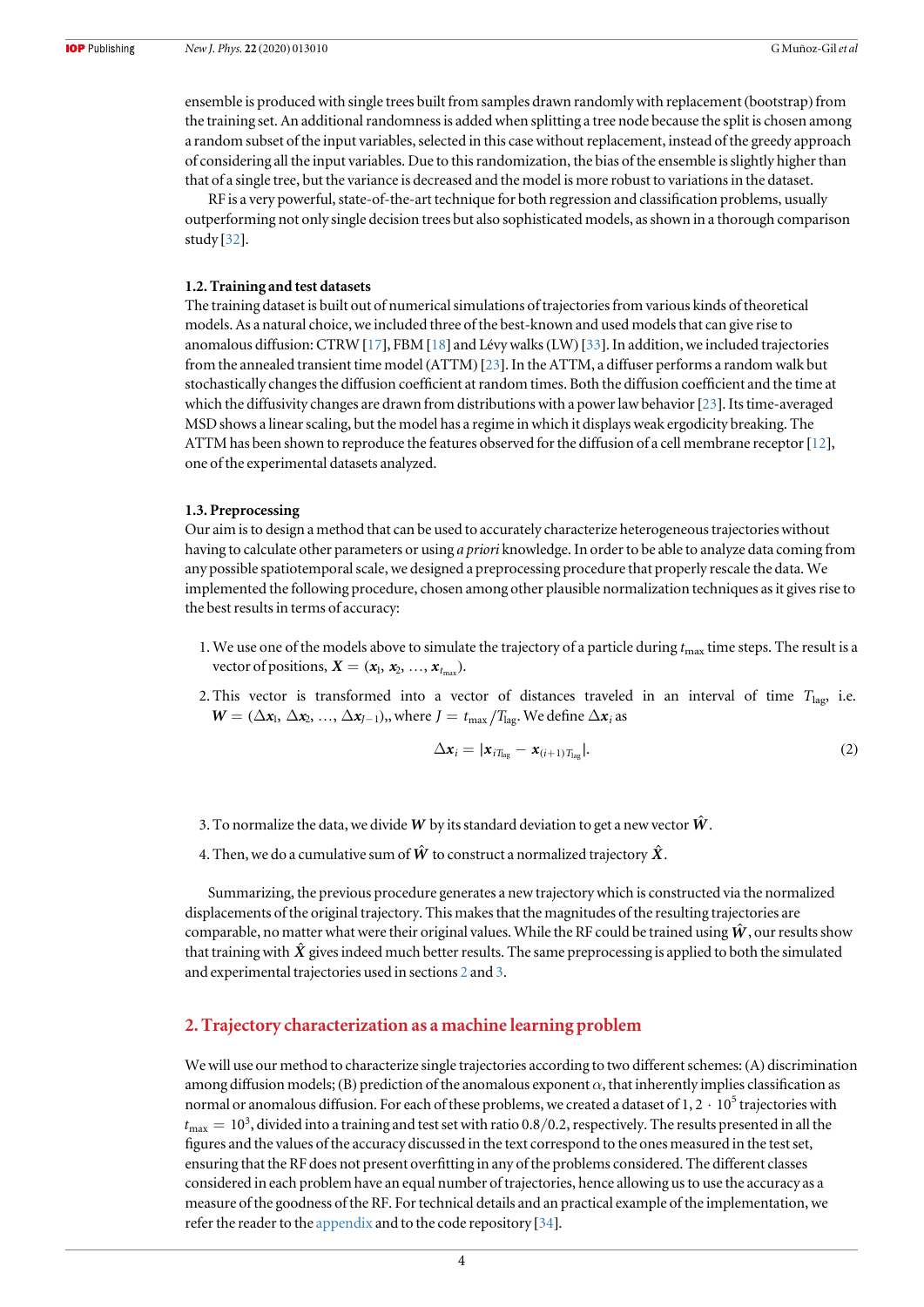ensemble is produced with single trees built from samples drawn randomly with replacement (bootstrap) from the training set. An additional randomness is added when splitting a tree node because the split is chosen among a random subset of the input variables, selected in this case without replacement, instead of the greedy approach of considering all the input variables. Due to this randomization, the bias of the ensemble is slightly higher than that of a single tree, but the variance is decreased and the model is more robust to variations in the dataset.

RF is a very powerful, state-of-the-art technique for both regression and classification problems, usually outperforming not only single decision trees but also sophisticated models, as shown in a thorough comparison study [32].

### 1.2. Training and test datasets

The training dataset is built out of numerical simulations of trajectories from various kinds of theoretical models. As a natural choice, we included three of the best-known and used models that can give rise to anomalous diffusion: CTRW [17], FBM [18] and Lévy walks (LW) [33]. In addition, we included trajectories from the annealed transient time model (ATTM) [23]. In the ATTM, a diffuser performs a random walk but stochastically changes the diffusion coefficient at random times. Both the diffusion coefficient and the time at which the diffusivity changes are drawn from distributions with a power law behavior [23]. Its time-averaged MSD shows a linear scaling, but the model has a regime in which it displays weak ergodicity breaking. The ATTM has been shown to reproduce the features observed for the diffusion of a cell membrane receptor [12], one of the experimental datasets analyzed.

### 1.3. Preprocessing

Our aim is to design a method that can be used to accurately characterize heterogeneous trajectories without having to calculate other parameters or using *a priori* knowledge. In order to be able to analyze data coming from any possible spatiotemporal scale, we designed a preprocessing procedure that properly rescale the data. We implemented the following procedure, chosen among other plausible normalization techniques as it gives rise to the best results in terms of accuracy:

1. We use one of the models above to simulate the trajectory of a particle during $t_{\max}$ time steps. The result is a vector of positions, $\boldsymbol{X} = (\boldsymbol{x}_1, \boldsymbol{x}_2, \ldots, \boldsymbol{x}_{t_{\max}})$.
2. This vector is transformed into a vector of distances traveled in an interval of time $T_{\text{lag}}$, i.e. $\boldsymbol{W} = (\Delta\boldsymbol{x}_1, \Delta\boldsymbol{x}_2, \ldots, \Delta\boldsymbol{x}_{J-1})$, where $J = t_{\max}/T_{\text{lag}}$. We define $\Delta\boldsymbol{x}_i$ as

$$\Delta\boldsymbol{x}_i = |\boldsymbol{x}_{iT_{\text{lag}}} - \boldsymbol{x}_{(i+1)T_{\text{lag}}}|. \tag{2}$$

3. To normalize the data, we divide $\boldsymbol{W}$ by its standard deviation to get a new vector $\hat{\boldsymbol{W}}$.
4. Then, we do a cumulative sum of $\hat{\boldsymbol{W}}$ to construct a normalized trajectory $\hat{\boldsymbol{X}}$.

Summarizing, the previous procedure generates a new trajectory which is constructed via the normalized displacements of the original trajectory. This makes that the magnitudes of the resulting trajectories are comparable, no matter what were their original values. While the RF could be trained using $\hat{\boldsymbol{W}}$, our results show that training with $\hat{\boldsymbol{X}}$ gives indeed much better results. The same preprocessing is applied to both the simulated and experimental trajectories used in sections 2 and 3.

## 2. Trajectory characterization as a machine learning problem

We will use our method to characterize single trajectories according to two different schemes: (A) discrimination among diffusion models; (B) prediction of the anomalous exponent $\alpha$, that inherently implies classification as normal or anomalous diffusion. For each of these problems, we created a dataset of $1, 2 \cdot 10^5$ trajectories with $t_{\max} = 10^3$, divided into a training and test set with ratio 0.8/0.2, respectively. The results presented in all the figures and the values of the accuracy discussed in the text correspond to the ones measured in the test set, ensuring that the RF does not present overfitting in any of the problems considered. The different classes considered in each problem have an equal number of trajectories, hence allowing us to use the accuracy as a measure of the goodness of the RF. For technical details and an practical example of the implementation, we refer the reader to the appendix and to the code repository [34].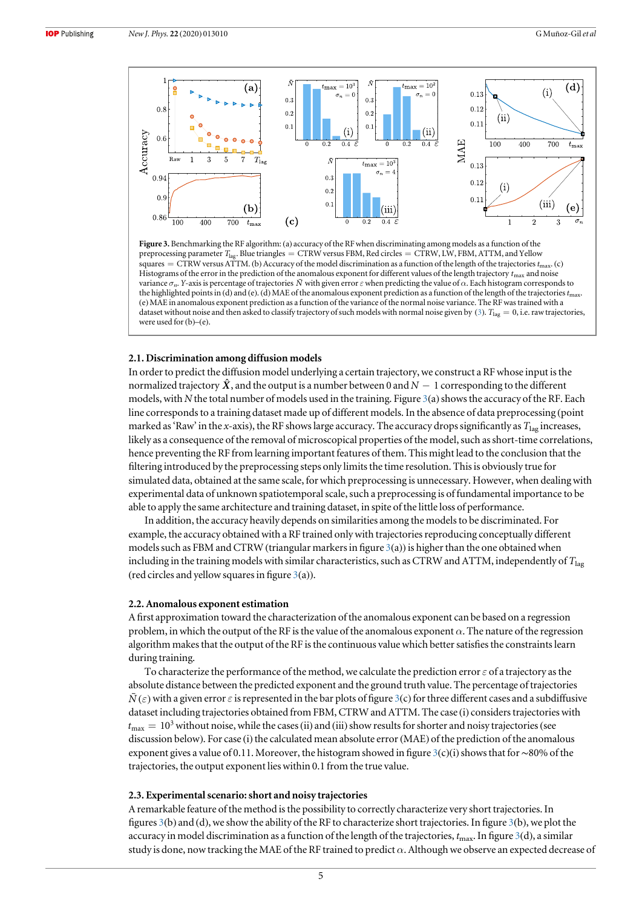**Figure 3.** Benchmarking the RF algorithm: (a) accuracy of the RF when discriminating among models as a function of the preprocessing parameter $T_{\text{lag}}$. Blue triangles = CTRW versus FBM, Red circles = CTRW, LW, FBM, ATTM, and Yellow squares = CTRW versus ATTM. (b) Accuracy of the model discrimination as a function of the length of the trajectories $t_{\max}$. (c) Histograms of the error in the prediction of the anomalous exponent for different values of the length trajectory $t_{\max}$ and noise variance $\sigma_n$. Y-axis is percentage of trajectories $\tilde{N}$ with given error $\varepsilon$ when predicting the value of $\alpha$. Each histogram corresponds to the highlighted points in (d) and (e). (d) MAE of the anomalous exponent prediction as a function of the length of the trajectories $t_{\max}$. (e) MAE in anomalous exponent prediction as a function of the variance of the normal noise variance. The RF was trained with a dataset without noise and then asked to classify trajectory of such models with normal noise given by (3). $T_{\text{lag}} = 0$, i.e. raw trajectories, were used for (b)–(e).

### 2.1. Discrimination among diffusion models

In order to predict the diffusion model underlying a certain trajectory, we construct a RF whose input is the normalized trajectory $\hat{\boldsymbol{X}}$, and the output is a number between 0 and $N - 1$ corresponding to the different models, with $N$ the total number of models used in the training. Figure 3(a) shows the accuracy of the RF. Each line corresponds to a training dataset made up of different models. In the absence of data preprocessing (point marked as 'Raw' in the x-axis), the RF shows large accuracy. The accuracy drops significantly as $T_{\text{lag}}$ increases, likely as a consequence of the removal of microscopical properties of the model, such as short-time correlations, hence preventing the RF from learning important features of them. This might lead to the conclusion that the filtering introduced by the preprocessing steps only limits the time resolution. This is obviously true for simulated data, obtained at the same scale, for which preprocessing is unnecessary. However, when dealing with experimental data of unknown spatiotemporal scale, such a preprocessing is of fundamental importance to be able to apply the same architecture and training dataset, in spite of the little loss of performance.

In addition, the accuracy heavily depends on similarities among the models to be discriminated. For example, the accuracy obtained with a RF trained only with trajectories reproducing conceptually different models such as FBM and CTRW (triangular markers in figure 3(a)) is higher than the one obtained when including in the training models with similar characteristics, such as CTRW and ATTM, independently of $T_{\text{lag}}$ (red circles and yellow squares in figure 3(a)).

### 2.2. Anomalous exponent estimation

A first approximation toward the characterization of the anomalous exponent can be based on a regression problem, in which the output of the RF is the value of the anomalous exponent $\alpha$. The nature of the regression algorithm makes that the output of the RF is the continuous value which better satisfies the constraints learn during training.

To characterize the performance of the method, we calculate the prediction error $\varepsilon$ of a trajectory as the absolute distance between the predicted exponent and the ground truth value. The percentage of trajectories $\tilde{N}(\varepsilon)$ with a given error $\varepsilon$ is represented in the bar plots of figure 3(c) for three different cases and a subdiffusive dataset including trajectories obtained from FBM, CTRW and ATTM. The case (i) considers trajectories with $t_{\max} = 10^3$ without noise, while the cases (ii) and (iii) show results for shorter and noisy trajectories (see discussion below). For case (i) the calculated mean absolute error (MAE) of the prediction of the anomalous exponent gives a value of 0.11. Moreover, the histogram showed in figure 3(c)(i) shows that for ~80% of the trajectories, the output exponent lies within 0.1 from the true value.

### 2.3. Experimental scenario: short and noisy trajectories

A remarkable feature of the method is the possibility to correctly characterize very short trajectories. In figures 3(b) and (d), we show the ability of the RF to characterize short trajectories. In figure 3(b), we plot the accuracy in model discrimination as a function of the length of the trajectories, $t_{\max}$. In figure 3(d), a similar study is done, now tracking the MAE of the RF trained to predict $\alpha$. Although we observe an expected decrease of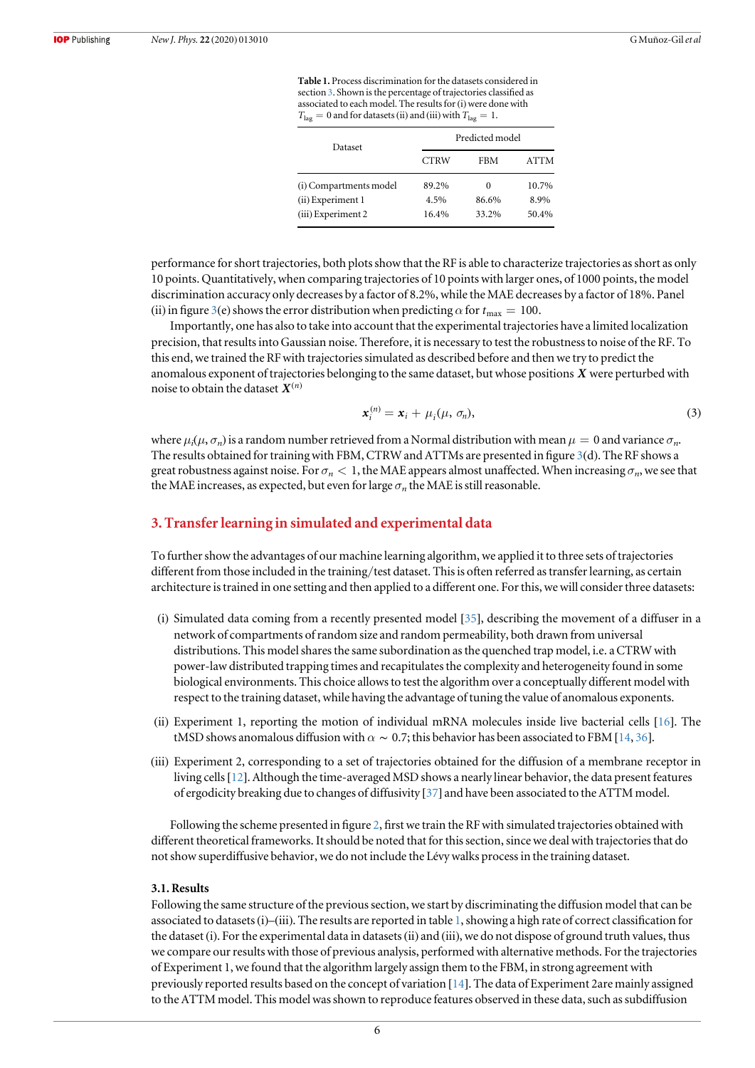**Table 1.** Process discrimination for the datasets considered in section 3. Shown is the percentage of trajectories classified as associated to each model. The results for (i) were done with $T_{\mathrm{lag}} = 0$ and for datasets (ii) and (iii) with $T_{\mathrm{lag}} = 1$.

| Dataset | Predicted model | | |
|---|---|---|---|
| | CTRW | FBM | ATTM |
| (i) Compartments model | 89.2% | 0 | 10.7% |
| (ii) Experiment 1 | 4.5% | 86.6% | 8.9% |
| (iii) Experiment 2 | 16.4% | 33.2% | 50.4% |

performance for short trajectories, both plots show that the RF is able to characterize trajectories as short as only 10 points. Quantitatively, when comparing trajectories of 10 points with larger ones, of 1000 points, the model discrimination accuracy only decreases by a factor of 8.2%, while the MAE decreases by a factor of 18%. Panel (ii) in figure 3(e) shows the error distribution when predicting $\alpha$ for $t_{\max} = 100$.

Importantly, one has also to take into account that the experimental trajectories have a limited localization precision, that results into Gaussian noise. Therefore, it is necessary to test the robustness to noise of the RF. To this end, we trained the RF with trajectories simulated as described before and then we try to predict the anomalous exponent of trajectories belonging to the same dataset, but whose positions $\boldsymbol{X}$ were perturbed with noise to obtain the dataset $\boldsymbol{X}^{(n)}$

$$\boldsymbol{x}_i^{(n)} = \boldsymbol{x}_i + \mu_i(\mu, \sigma_n), \tag{3}$$

where $\mu_i(\mu, \sigma_n)$ is a random number retrieved from a Normal distribution with mean $\mu = 0$ and variance $\sigma_n$. The results obtained for training with FBM, CTRW and ATTMs are presented in figure 3(d). The RF shows a great robustness against noise. For $\sigma_n < 1$, the MAE appears almost unaffected. When increasing $\sigma_n$, we see that the MAE increases, as expected, but even for large $\sigma_n$ the MAE is still reasonable.

## 3. Transfer learning in simulated and experimental data

To further show the advantages of our machine learning algorithm, we applied it to three sets of trajectories different from those included in the training/test dataset. This is often referred as transfer learning, as certain architecture is trained in one setting and then applied to a different one. For this, we will consider three datasets:

- (i) Simulated data coming from a recently presented model [35], describing the movement of a diffuser in a network of compartments of random size and random permeability, both drawn from universal distributions. This model shares the same subordination as the quenched trap model, i.e. a CTRW with power-law distributed trapping times and recapitulates the complexity and heterogeneity found in some biological environments. This choice allows to test the algorithm over a conceptually different model with respect to the training dataset, while having the advantage of tuning the value of anomalous exponents.
- (ii) Experiment 1, reporting the motion of individual mRNA molecules inside live bacterial cells [16]. The tMSD shows anomalous diffusion with $\alpha \sim 0.7$; this behavior has been associated to FBM [14, 36].
- (iii) Experiment 2, corresponding to a set of trajectories obtained for the diffusion of a membrane receptor in living cells [12]. Although the time-averaged MSD shows a nearly linear behavior, the data present features of ergodicity breaking due to changes of diffusivity [37] and have been associated to the ATTM model.

Following the scheme presented in figure 2, first we train the RF with simulated trajectories obtained with different theoretical frameworks. It should be noted that for this section, since we deal with trajectories that do not show superdiffusive behavior, we do not include the Lévy walks process in the training dataset.

### 3.1. Results

Following the same structure of the previous section, we start by discriminating the diffusion model that can be associated to datasets (i)–(iii). The results are reported in table 1, showing a high rate of correct classification for the dataset (i). For the experimental data in datasets (ii) and (iii), we do not dispose of ground truth values, thus we compare our results with those of previous analysis, performed with alternative methods. For the trajectories of Experiment 1, we found that the algorithm largely assign them to the FBM, in strong agreement with previously reported results based on the concept of variation [14]. The data of Experiment 2are mainly assigned to the ATTM model. This model was shown to reproduce features observed in these data, such as subdiffusion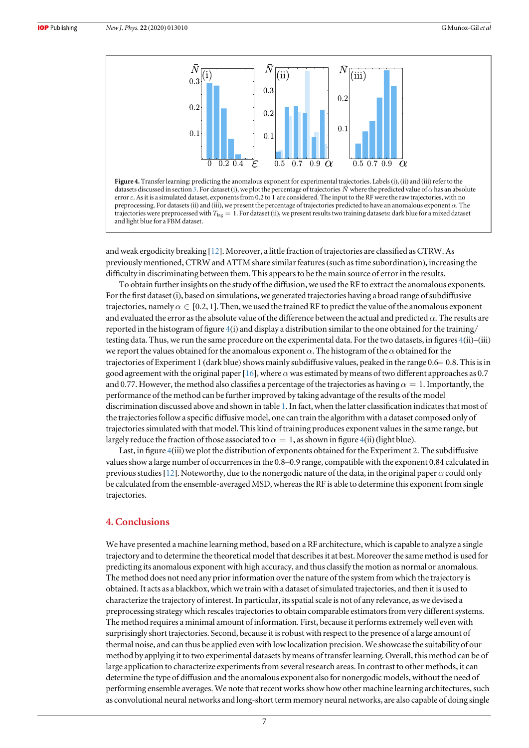**Figure 4.** Transfer learning: predicting the anomalous exponent for experimental trajectories. Labels (i), (ii) and (iii) refer to the datasets discussed in section 3. For dataset (i), we plot the percentage of trajectories $\bar{N}$ where the predicted value of $\alpha$ has an absolute error $\varepsilon$. As it is a simulated dataset, exponents from 0.2 to 1 are considered. The input to the RF were the raw trajectories, with no preprocessing. For datasets (ii) and (iii), we present the percentage of trajectories predicted to have an anomalous exponent $\alpha$. The trajectories were preprocessed with $T_{\mathrm{lag}} = 1$. For dataset (ii), we present results two training datasets: dark blue for a mixed dataset and light blue for a FBM dataset.

and weak ergodicity breaking [12]. Moreover, a little fraction of trajectories are classified as CTRW. As previously mentioned, CTRW and ATTM share similar features (such as time subordination), increasing the difficulty in discriminating between them. This appears to be the main source of error in the results.

To obtain further insights on the study of the diffusion, we used the RF to extract the anomalous exponents. For the first dataset (i), based on simulations, we generated trajectories having a broad range of subdiffusive trajectories, namely $\alpha \in [0.2, 1]$. Then, we used the trained RF to predict the value of the anomalous exponent and evaluated the error as the absolute value of the difference between the actual and predicted $\alpha$. The results are reported in the histogram of figure 4(i) and display a distribution similar to the one obtained for the training/testing data. Thus, we run the same procedure on the experimental data. For the two datasets, in figures 4(ii)–(iii) we report the values obtained for the anomalous exponent $\alpha$. The histogram of the $\alpha$ obtained for the trajectories of Experiment 1 (dark blue) shows mainly subdiffusive values, peaked in the range 0.6– 0.8. This is in good agreement with the original paper [16], where $\alpha$ was estimated by means of two different approaches as 0.7 and 0.77. However, the method also classifies a percentage of the trajectories as having $\alpha = 1$. Importantly, the performance of the method can be further improved by taking advantage of the results of the model discrimination discussed above and shown in table 1. In fact, when the latter classification indicates that most of the trajectories follow a specific diffusive model, one can train the algorithm with a dataset composed only of trajectories simulated with that model. This kind of training produces exponent values in the same range, but largely reduce the fraction of those associated to $\alpha = 1$, as shown in figure 4(ii) (light blue).

Last, in figure 4(iii) we plot the distribution of exponents obtained for the Experiment 2. The subdiffusive values show a large number of occurrences in the 0.8–0.9 range, compatible with the exponent 0.84 calculated in previous studies [12]. Noteworthy, due to the nonergodic nature of the data, in the original paper $\alpha$ could only be calculated from the ensemble-averaged MSD, whereas the RF is able to determine this exponent from single trajectories.

## 4. Conclusions

We have presented a machine learning method, based on a RF architecture, which is capable to analyze a single trajectory and to determine the theoretical model that describes it at best. Moreover the same method is used for predicting its anomalous exponent with high accuracy, and thus classify the motion as normal or anomalous. The method does not need any prior information over the nature of the system from which the trajectory is obtained. It acts as a blackbox, which we train with a dataset of simulated trajectories, and then it is used to characterize the trajectory of interest. In particular, its spatial scale is not of any relevance, as we devised a preprocessing strategy which rescales trajectories to obtain comparable estimators from very different systems. The method requires a minimal amount of information. First, because it performs extremely well even with surprisingly short trajectories. Second, because it is robust with respect to the presence of a large amount of thermal noise, and can thus be applied even with low localization precision. We showcase the suitability of our method by applying it to two experimental datasets by means of transfer learning. Overall, this method can be of large application to characterize experiments from several research areas. In contrast to other methods, it can determine the type of diffusion and the anomalous exponent also for nonergodic models, without the need of performing ensemble averages. We note that recent works show how other machine learning architectures, such as convolutional neural networks and long-short term memory neural networks, are also capable of doing single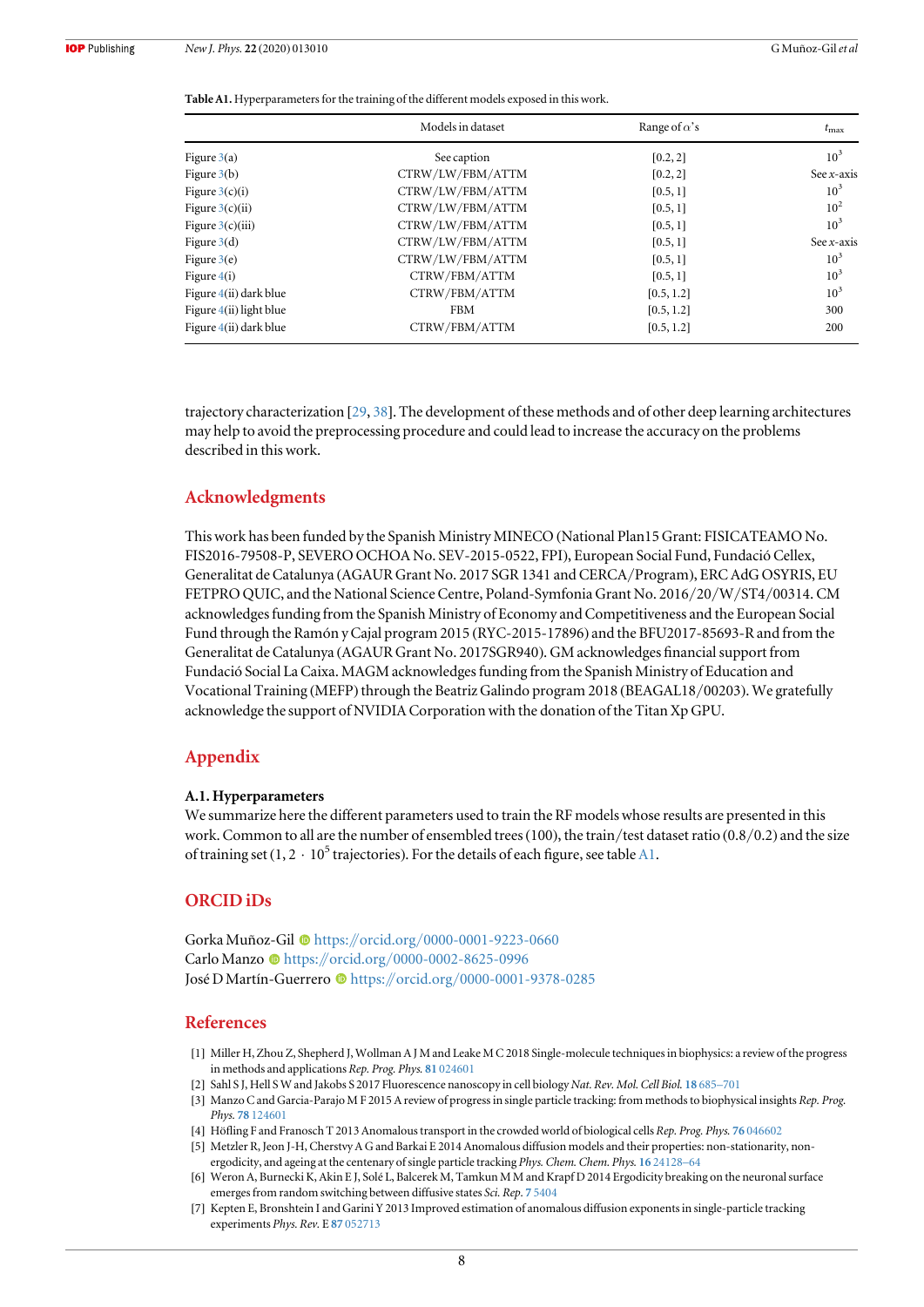**Table A1.** Hyperparameters for the training of the different models exposed in this work.

| | Models in dataset | Range of $\alpha$'s | $t_{\max}$ |
|---|---|---|---|
| Figure 3(a) | See caption | [0.2, 2] | $10^3$ |
| Figure 3(b) | CTRW/LW/FBM/ATTM | [0.2, 2] | See $x$-axis |
| Figure 3(c)(i) | CTRW/LW/FBM/ATTM | [0.5, 1] | $10^3$ |
| Figure 3(c)(ii) | CTRW/LW/FBM/ATTM | [0.5, 1] | $10^2$ |
| Figure 3(c)(iii) | CTRW/LW/FBM/ATTM | [0.5, 1] | $10^3$ |
| Figure 3(d) | CTRW/LW/FBM/ATTM | [0.5, 1] | See $x$-axis |
| Figure 3(e) | CTRW/LW/FBM/ATTM | [0.5, 1] | $10^3$ |
| Figure 4(i) | CTRW/FBM/ATTM | [0.5, 1] | $10^3$ |
| Figure 4(ii) dark blue | CTRW/FBM/ATTM | [0.5, 1.2] | $10^3$ |
| Figure 4(ii) light blue | FBM | [0.5, 1.2] | 300 |
| Figure 4(ii) dark blue | CTRW/FBM/ATTM | [0.5, 1.2] | 200 |

trajectory characterization [29, 38]. The development of these methods and of other deep learning architectures may help to avoid the preprocessing procedure and could lead to increase the accuracy on the problems described in this work.

## Acknowledgments

This work has been funded by the Spanish Ministry MINECO (National Plan15 Grant: FISICATEAMO No. FIS2016-79508-P, SEVERO OCHOA No. SEV-2015-0522, FPI), European Social Fund, Fundació Cellex, Generalitat de Catalunya (AGAUR Grant No. 2017 SGR 1341 and CERCA/Program), ERC AdG OSYRIS, EU FETPRO QUIC, and the National Science Centre, Poland-Symfonia Grant No. 2016/20/W/ST4/00314. CM acknowledges funding from the Spanish Ministry of Economy and Competitiveness and the European Social Fund through the Ramón y Cajal program 2015 (RYC-2015-17896) and the BFU2017-85693-R and from the Generalitat de Catalunya (AGAUR Grant No. 2017SGR940). GM acknowledges financial support from Fundació Social La Caixa. MAGM acknowledges funding from the Spanish Ministry of Education and Vocational Training (MEFP) through the Beatriz Galindo program 2018 (BEAGAL18/00203). We gratefully acknowledge the support of NVIDIA Corporation with the donation of the Titan Xp GPU.

## Appendix

### A.1. Hyperparameters

We summarize here the different parameters used to train the RF models whose results are presented in this work. Common to all are the number of ensembled trees (100), the train/test dataset ratio (0.8/0.2) and the size of training set ($1, 2 \cdot 10^5$ trajectories). For the details of each figure, see table A1.

## ORCID iDs

Gorka Muñoz-Gil https://orcid.org/0000-0001-9223-0660
Carlo Manzo https://orcid.org/0000-0002-8625-0996
José D Martín-Guerrero https://orcid.org/0000-0001-9378-0285

## References

[1] Miller H, Zhou Z, Shepherd J, Wollman A J M and Leake M C 2018 Single-molecule techniques in biophysics: a review of the progress in methods and applications *Rep. Prog. Phys.* **81** 024601

[2] Sahl S J, Hell S W and Jakobs S 2017 Fluorescence nanoscopy in cell biology *Nat. Rev. Mol. Cell Biol.* **18** 685–701

[3] Manzo C and Garcia-Parajo M F 2015 A review of progress in single particle tracking: from methods to biophysical insights *Rep. Prog. Phys.* **78** 124601

[4] Höfling F and Franosch T 2013 Anomalous transport in the crowded world of biological cells *Rep. Prog. Phys.* **76** 046602

[5] Metzler R, Jeon J-H, Cherstvy A G and Barkai E 2014 Anomalous diffusion models and their properties: non-stationarity, non-ergodicity, and ageing at the centenary of single particle tracking *Phys. Chem. Chem. Phys.* **16** 24128–64

[6] Weron A, Burnecki K, Akin E J, Solé L, Balcerek M, Tamkun M M and Krapf D 2014 Ergodicity breaking on the neuronal surface emerges from random switching between diffusive states *Sci. Rep.* **7** 5404

[7] Kepten E, Bronshtein I and Garini Y 2013 Improved estimation of anomalous diffusion exponents in single-particle tracking experiments *Phys. Rev.* E **87** 052713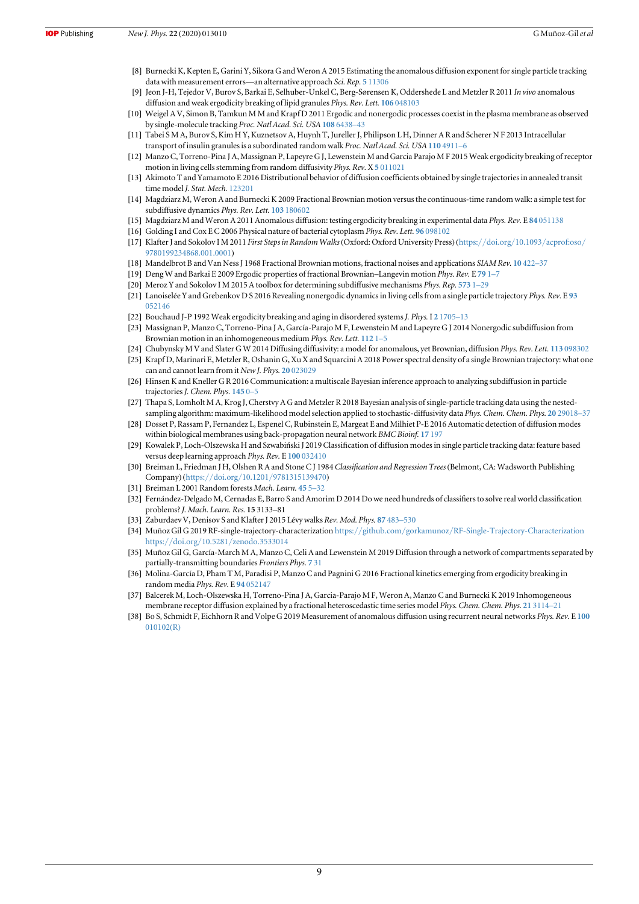[8] Burnecki K, Kepten E, Garini Y, Sikora G and Weron A 2015 Estimating the anomalous diffusion exponent for single particle tracking data with measurement errors—an alternative approach *Sci. Rep.* **5** 11306

[9] Jeon J-H, Tejedor V, Burov S, Barkai E, Selhuber-Unkel C, Berg-Sørensen K, Oddershede L and Metzler R 2011 *In vivo* anomalous diffusion and weak ergodicity breaking of lipid granules *Phys. Rev. Lett.* **106** 048103

[10] Weigel A V, Simon B, Tamkun M M and Krapf D 2011 Ergodic and nonergodic processes coexist in the plasma membrane as observed by single-molecule tracking *Proc. Natl Acad. Sci. USA* **108** 6438–43

[11] Tabei S M A, Burov S, Kim H Y, Kuznetsov A, Huynh T, Jureller J, Philipson L H, Dinner A R and Scherer N F 2013 Intracellular transport of insulin granules is a subordinated random walk *Proc. Natl Acad. Sci. USA* **110** 4911–6

[12] Manzo C, Torreno-Pina J A, Massignan P, Lapeyre G J, Lewenstein M and Garcia Parajo M F 2015 Weak ergodicity breaking of receptor motion in living cells stemming from random diffusivity *Phys. Rev.* X **5** 011021

[13] Akimoto T and Yamamoto E 2016 Distributional behavior of diffusion coefficients obtained by single trajectories in annealed transit time model *J. Stat. Mech.* 123201

[14] Magdziarz M, Weron A and Burnecki K 2009 Fractional Brownian motion versus the continuous-time random walk: a simple test for subdiffusive dynamics *Phys. Rev. Lett.* **103** 180602

[15] Magdziarz M and Weron A 2011 Anomalous diffusion: testing ergodicity breaking in experimental data *Phys. Rev.* E **84** 051138

[16] Golding I and Cox E C 2006 Physical nature of bacterial cytoplasm *Phys. Rev. Lett.* **96** 098102

[17] Klafter J and Sokolov I M 2011 *First Steps in Random Walks* (Oxford: Oxford University Press) (https://doi.org/10.1093/acprof:oso/9780199234868.001.0001)

[18] Mandelbrot B and Van Ness J 1968 Fractional Brownian motions, fractional noises and applications *SIAM Rev.* **10** 422–37

[19] Deng W and Barkai E 2009 Ergodic properties of fractional Brownian–Langevin motion *Phys. Rev.* E **79** 1–7

[20] Meroz Y and Sokolov I M 2015 A toolbox for determining subdiffusive mechanisms *Phys. Rep.* **573** 1–29

[21] Lanoiselée Y and Grebenkov D S 2016 Revealing nonergodic dynamics in living cells from a single particle trajectory *Phys. Rev.* E **93** 052146

[22] Bouchaud J-P 1992 Weak ergodicity breaking and aging in disordered systems *J. Phys.* I **2** 1705–13

[23] Massignan P, Manzo C, Torreno-Pina J A, García-Parajo M F, Lewenstein M and Lapeyre G J 2014 Nonergodic subdiffusion from Brownian motion in an inhomogeneous medium *Phys. Rev. Lett.* **112** 1–5

[24] Chubynsky M V and Slater G W 2014 Diffusing diffusivity: a model for anomalous, yet Brownian, diffusion *Phys. Rev. Lett.* **113** 098302

[25] Krapf D, Marinari E, Metzler R, Oshanin G, Xu X and Squarcini A 2018 Power spectral density of a single Brownian trajectory: what one can and cannot learn from it *New J. Phys.* **20** 023029

[26] Hinsen K and Kneller G R 2016 Communication: a multiscale Bayesian inference approach to analyzing subdiffusion in particle trajectories *J. Chem. Phys.* **145** 0–5

[27] Thapa S, Lomholt M A, Krog J, Cherstvy A G and Metzler R 2018 Bayesian analysis of single-particle tracking data using the nested-sampling algorithm: maximum-likelihood model selection applied to stochastic-diffusivity data *Phys. Chem. Chem. Phys.* **20** 29018–37

[28] Dosset P, Rassam P, Fernandez L, Espenel C, Rubinstein E, Margeat E and Milhiet P-E 2016 Automatic detection of diffusion modes within biological membranes using back-propagation neural network *BMC Bioinf.* **17** 197

[29] Kowalek P, Loch-Olszewska H and Szwabiński J 2019 Classification of diffusion modes in single particle tracking data: feature based versus deep learning approach *Phys. Rev.* E **100** 032410

[30] Breiman L, Friedman J H, Olshen R A and Stone C J 1984 *Classification and Regression Trees* (Belmont, CA: Wadsworth Publishing Company) (https://doi.org/10.1201/9781315139470)

[31] Breiman L 2001 Random forests *Mach. Learn.* **45** 5–32

[32] Fernández-Delgado M, Cernadas E, Barro S and Amorim D 2014 Do we need hundreds of classifiers to solve real world classification problems? *J. Mach. Learn. Res.* **15** 3133–81

[33] Zaburdaev V, Denisov S and Klafter J 2015 Lévy walks *Rev. Mod. Phys.* **87** 483–530

[34] Muñoz Gil G 2019 RF-single-trajectory-characterization https://github.com/gorkamunoz/RF-Single-Trajectory-Characterization https://doi.org/10.5281/zenodo.3533014

[35] Muñoz Gil G, García-March M A, Manzo C, Celi A and Lewenstein M 2019 Diffusion through a network of compartments separated by partially-transmitting boundaries *Frontiers Phys.* **7** 31

[36] Molina-García D, Pham T M, Paradisi P, Manzo C and Pagnini G 2016 Fractional kinetics emerging from ergodicity breaking in random media *Phys. Rev.* E **94** 052147

[37] Balcerek M, Loch-Olszewska H, Torreno-Pina J A, Garcia-Parajo M F, Weron A, Manzo C and Burnecki K 2019 Inhomogeneous membrane receptor diffusion explained by a fractional heteroscedastic time series model *Phys. Chem. Chem. Phys.* **21** 3114–21

[38] Bo S, Schmidt F, Eichhorn R and Volpe G 2019 Measurement of anomalous diffusion using recurrent neural networks *Phys. Rev.* E **100** 010102(R)